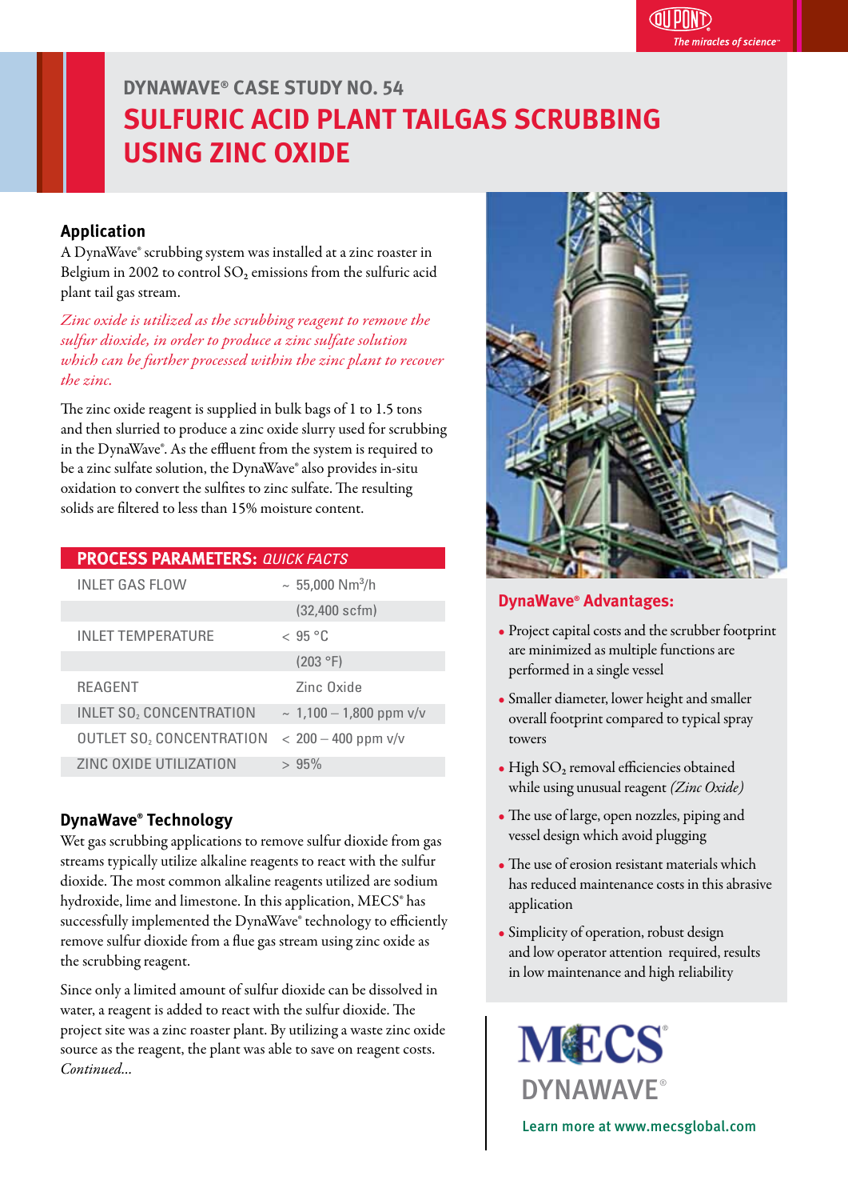# DYNAWAVE® CASE STUDY NO. 54

# SULFURIC ACID PLANT TAILGAS SCRUBBING USING ZINC OXIDE

## Application

A DynaWave® scrubbing system was installed at a zinc roaster in Belgium in 2002 to control $SO_2$ emissions from the sulfuric acid plant tail gas stream.

*Zinc oxide is utilized as the scrubbing reagent to remove the sulfur dioxide, in order to produce a zinc sulfate solution which can be further processed within the zinc plant to recover the zinc.*

The zinc oxide reagent is supplied in bulk bags of 1 to 1.5 tons and then slurried to produce a zinc oxide slurry used for scrubbing in the DynaWave®. As the effluent from the system is required to be a zinc sulfate solution, the DynaWave® also provides in-situ oxidation to convert the sulfites to zinc sulfate. The resulting solids are filtered to less than 15% moisture content.

| **PROCESS PARAMETERS:** *QUICK FACTS* | |
|---|---|
| INLET GAS FLOW | ~ 55,000 $Nm^3/h$ |
| | (32,400 scfm) |
| INLET TEMPERATURE | < 95 °C |
| | (203 °F) |
| REAGENT | Zinc Oxide |
| INLET $SO_2$ CONCENTRATION | ~ 1,100 – 1,800 ppm v/v |
| OUTLET $SO_2$ CONCENTRATION | < 200 – 400 ppm v/v |
| ZINC OXIDE UTILIZATION | > 95% |

## DynaWave® Technology

Wet gas scrubbing applications to remove sulfur dioxide from gas streams typically utilize alkaline reagents to react with the sulfur dioxide. The most common alkaline reagents utilized are sodium hydroxide, lime and limestone. In this application, MECS® has successfully implemented the DynaWave® technology to efficiently remove sulfur dioxide from a flue gas stream using zinc oxide as the scrubbing reagent.

Since only a limited amount of sulfur dioxide can be dissolved in water, a reagent is added to react with the sulfur dioxide. The project site was a zinc roaster plant. By utilizing a waste zinc oxide source as the reagent, the plant was able to save on reagent costs. *Continued...*

## DynaWave® Advantages:

- Project capital costs and the scrubber footprint are minimized as multiple functions are performed in a single vessel
- Smaller diameter, lower height and smaller overall footprint compared to typical spray towers
- High $SO_2$ removal efficiencies obtained while using unusual reagent *(Zinc Oxide)*
- The use of large, open nozzles, piping and vessel design which avoid plugging
- The use of erosion resistant materials which has reduced maintenance costs in this abrasive application
- Simplicity of operation, robust design and low operator attention required, results in low maintenance and high reliability

MECS® DYNAWAVE®

Learn more at www.mecsglobal.com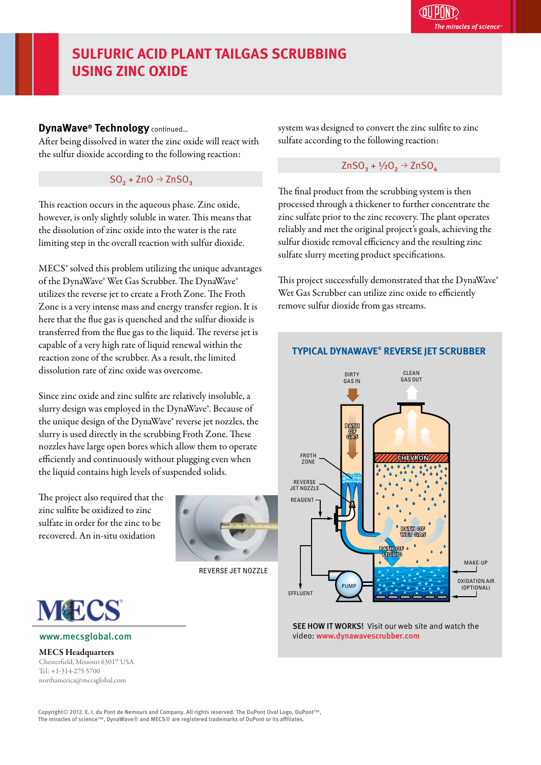# SULFURIC ACID PLANT TAILGAS SCRUBBING USING ZINC OXIDE

## DynaWave® Technology continued...

After being dissolved in water the zinc oxide will react with the sulfur dioxide according to the following reaction:

$$SO_2 + ZnO \rightarrow ZnSO_3$$

This reaction occurs in the aqueous phase. Zinc oxide, however, is only slightly soluble in water. This means that the dissolution of zinc oxide into the water is the rate limiting step in the overall reaction with sulfur dioxide.

MECS® solved this problem utilizing the unique advantages of the DynaWave® Wet Gas Scrubber. The DynaWave® utilizes the reverse jet to create a Froth Zone. The Froth Zone is a very intense mass and energy transfer region. It is here that the flue gas is quenched and the sulfur dioxide is transferred from the flue gas to the liquid. The reverse jet is capable of a very high rate of liquid renewal within the reaction zone of the scrubber. As a result, the limited dissolution rate of zinc oxide was overcome.

Since zinc oxide and zinc sulfite are relatively insoluble, a slurry design was employed in the DynaWave®. Because of the unique design of the DynaWave® reverse jet nozzles, the slurry is used directly in the scrubbing Froth Zone. These nozzles have large open bores which allow them to operate efficiently and continuously without plugging even when the liquid contains high levels of suspended solids.

The project also required that the zinc sulfite be oxidized to zinc sulfate in order for the zinc to be recovered. An in-situ oxidation system was designed to convert the zinc sulfite to zinc sulfate according to the following reaction:

$$ZnSO_3 + \tfrac{1}{2}O_2 \rightarrow ZnSO_4$$

REVERSE JET NOZZLE

The final product from the scrubbing system is then processed through a thickener to further concentrate the zinc sulfate prior to the zinc recovery. The plant operates reliably and met the original project's goals, achieving the sulfur dioxide removal efficiency and the resulting zinc sulfate slurry meeting product specifications.

This project successfully demonstrated that the DynaWave® Wet Gas Scrubber can utilize zinc oxide to efficiently remove sulfur dioxide from gas streams.

### TYPICAL DYNAWAVE® REVERSE JET SCRUBBER

DIRTY GAS IN

CLEAN GAS OUT

PATH OF GAS

CHEVRON

FROTH ZONE

REVERSE JET NOZZLE

REAGENT

PATH OF WET GAS

PATH OF LIQUID

MAKE-UP

OXIDATION AIR (OPTIONAL)

PUMP

EFFLUENT

**SEE HOW IT WORKS!** Visit our web site and watch the video: www.dynawavescrubber.com

MECS®

www.mecsglobal.com

**MECS Headquarters**
Chesterfield, Missouri 63017 USA
Tel: +1-314-275 5700
northamerica@mecsglobal.com

Copyright© 2012. E. I. du Pont de Nemours and Company. All rights reserved. The DuPont Oval Logo, DuPont™, The miracles of science™, DynaWave® and MECS® are registered trademarks of DuPont or its affiliates.